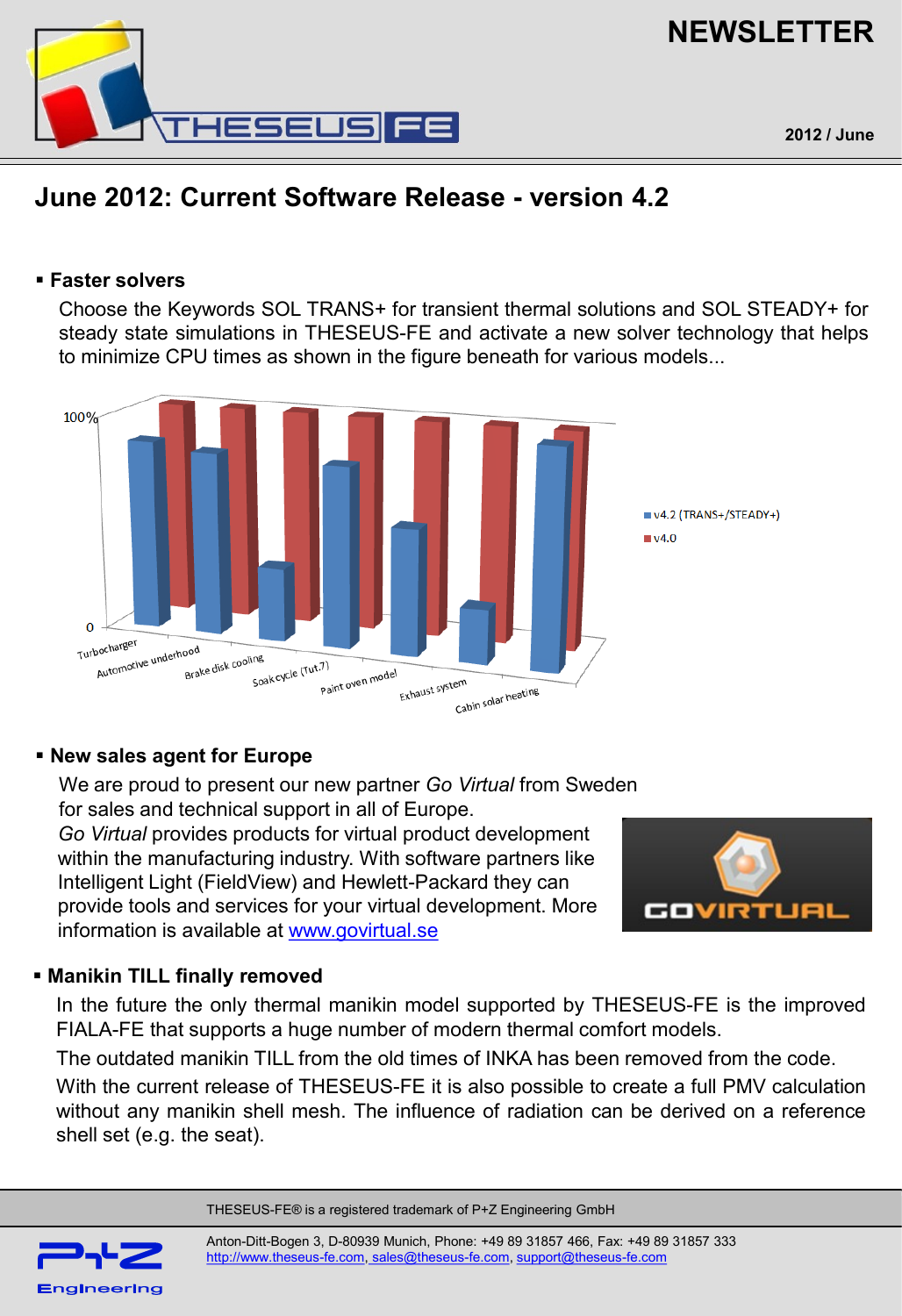# NEWSLETTER

2012 / June

## June 2012: Current Software Release - version 4.2

### ▪ Faster solvers

Choose the Keywords SOL TRANS+ for transient thermal solutions and SOL STEADY+ for steady state simulations in THESEUS-FE and activate a new solver technology that helps to minimize CPU times as shown in the figure beneath for various models...

100%

0

Turbocharger, Automotive underhood, Brake disk cooling, Soak cycle (Tut.7), Paint oven model, Exhaust system, Cabin solar heating

v4.2 (TRANS+/STEADY+)
v4.0

### ▪ New sales agent for Europe

We are proud to present our new partner *Go Virtual* from Sweden for sales and technical support in all of Europe.

*Go Virtual* provides products for virtual product development within the manufacturing industry. With software partners like Intelligent Light (FieldView) and Hewlett-Packard they can provide tools and services for your virtual development. More information is available at [www.govirtual.se](http://www.govirtual.se)

### ▪ Manikin TILL finally removed

In the future the only thermal manikin model supported by THESEUS-FE is the improved FIALA-FE that supports a huge number of modern thermal comfort models.

The outdated manikin TILL from the old times of INKA has been removed from the code.

With the current release of THESEUS-FE it is also possible to create a full PMV calculation without any manikin shell mesh. The influence of radiation can be derived on a reference shell set (e.g. the seat).

THESEUS-FE® is a registered trademark of P+Z Engineering GmbH

Anton-Ditt-Bogen 3, D-80939 Munich, Phone: +49 89 31857 466, Fax: +49 89 31857 333
[http://www.theseus-fe.com](http://www.theseus-fe.com), [sales@theseus-fe.com](mailto:sales@theseus-fe.com), [support@theseus-fe.com](mailto:support@theseus-fe.com)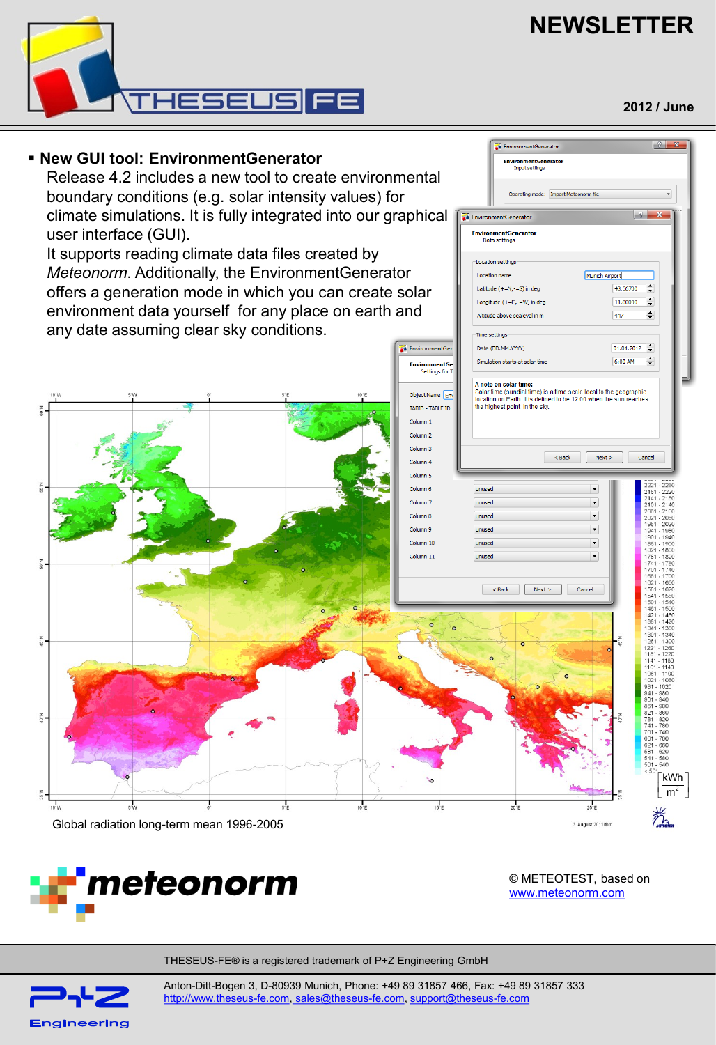# NEWSLETTER

**2012 / June**

- **New GUI tool: EnvironmentGenerator**

  Release 4.2 includes a new tool to create environmental boundary conditions (e.g. solar intensity values) for climate simulations. It is fully integrated into our graphical user interface (GUI).

  It supports reading climate data files created by *Meteonorm*. Additionally, the EnvironmentGenerator offers a generation mode in which you can create solar environment data yourself for any place on earth and any date assuming clear sky conditions.

Global radiation long-term mean 1996-2005

© METEOTEST, based on [www.meteonorm.com](http://www.meteonorm.com)

THESEUS-FE® is a registered trademark of P+Z Engineering GmbH

Anton-Ditt-Bogen 3, D-80939 Munich, Phone: +49 89 31857 466, Fax: +49 89 31857 333
http://www.theseus-fe.com, sales@theseus-fe.com, support@theseus-fe.com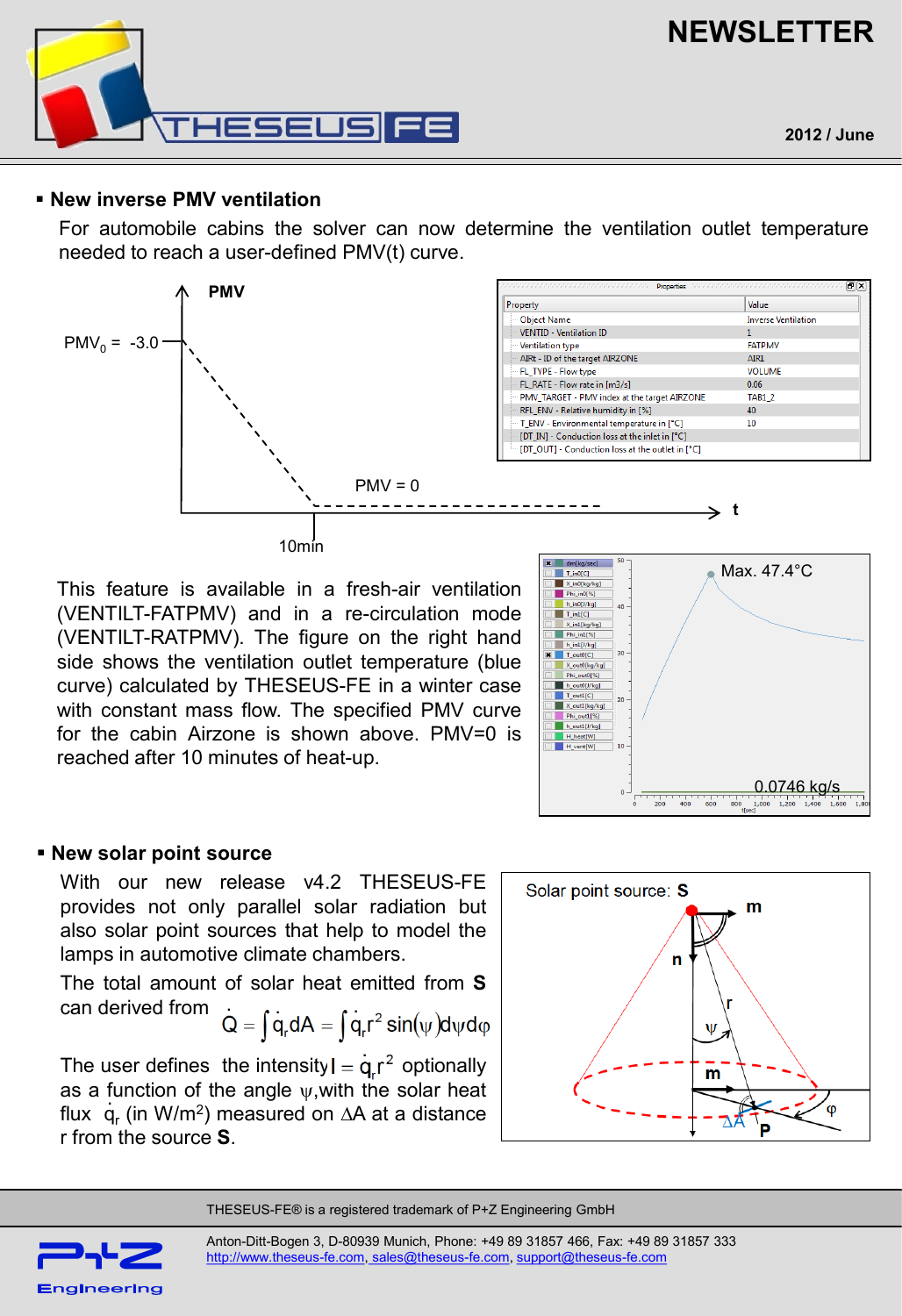# NEWSLETTER

2012 / June

## New inverse PMV ventilation

For automobile cabins the solver can now determine the ventilation outlet temperature needed to reach a user-defined PMV(t) curve.

| Property | Value |
|---|---|
| Object Name | Inverse Ventilation |
| VENTID - Ventilation ID | 1 |
| Ventilation type | FATPMV |
| AIRt - ID of the target AIRZONE | AIR1 |
| FL_TYPE - Flow type | VOLUME |
| FL_RATE - Flow rate in [m3/s] | 0.06 |
| PMV_TARGET - PMV index at the target AIRZONE | TAB1_2 |
| RFL_ENV - Relative humidity in [%] | 40 |
| T_ENV - Environmental temperature in [°C] | 10 |
| [DT_IN] - Conduction loss at the inlet in [°C] | |
| [DT_OUT] - Conduction loss at the outlet in [°C] | |

This feature is available in a fresh-air ventilation (VENTILT-FATPMV) and in a re-circulation mode (VENTILT-RATPMV). The figure on the right hand side shows the ventilation outlet temperature (blue curve) calculated by THESEUS-FE in a winter case with constant mass flow. The specified PMV curve for the cabin Airzone is shown above. PMV=0 is reached after 10 minutes of heat-up.

## New solar point source

With our new release v4.2 THESEUS-FE provides not only parallel solar radiation but also solar point sources that help to model the lamps in automotive climate chambers.

The total amount of solar heat emitted from **S** can derived from

$$\dot{Q} = \int \dot{q}_r dA = \int \dot{q}_r r^2 \sin(\psi) d\psi d\varphi$$

The user defines the intensity $I = \dot{q}_r r^2$ optionally as a function of the angle $\psi$, with the solar heat flux $\dot{q}_r$ (in W/m²) measured on $\Delta A$ at a distance r from the source **S**.

THESEUS-FE® is a registered trademark of P+Z Engineering GmbH

Anton-Ditt-Bogen 3, D-80939 Munich, Phone: +49 89 31857 466, Fax: +49 89 31857 333
http://www.theseus-fe.com, sales@theseus-fe.com, support@theseus-fe.com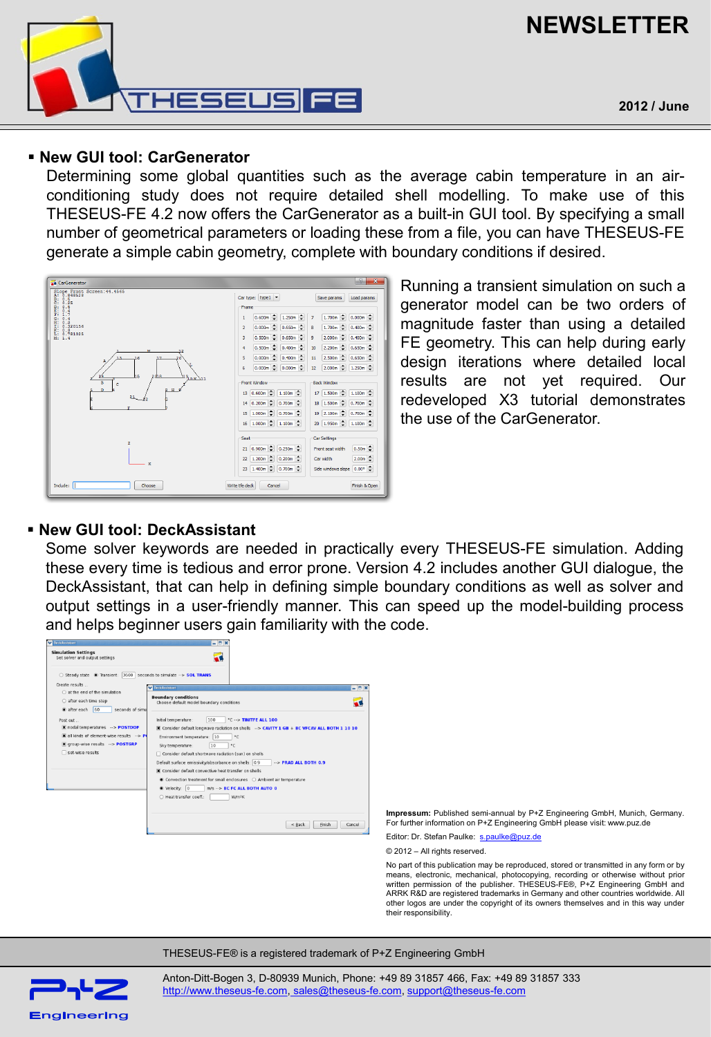# NEWSLETTER

2012 / June

## New GUI tool: CarGenerator

Determining some global quantities such as the average cabin temperature in an air-conditioning study does not require detailed shell modelling. To make use of this THESEUS-FE 4.2 now offers the CarGenerator as a built-in GUI tool. By specifying a small number of geometrical parameters or loading these from a file, you can have THESEUS-FE generate a simple cabin geometry, complete with boundary conditions if desired.

Running a transient simulation on such a generator model can be two orders of magnitude faster than using a detailed FE geometry. This can help during early design iterations where detailed local results are not yet required. Our redeveloped X3 tutorial demonstrates the use of the CarGenerator.

## New GUI tool: DeckAssistant

Some solver keywords are needed in practically every THESEUS-FE simulation. Adding these every time is tedious and error prone. Version 4.2 includes another GUI dialogue, the DeckAssistant, that can help in defining simple boundary conditions as well as solver and output settings in a user-friendly manner. This can speed up the model-building process and helps beginner users gain familiarity with the code.

**Impressum:** Published semi-annual by P+Z Engineering GmbH, Munich, Germany. For further information on P+Z Engineering GmbH please visit: www.puz.de

Editor: Dr. Stefan Paulke: s.paulke@puz.de

© 2012 – All rights reserved.

No part of this publication may be reproduced, stored or transmitted in any form or by means, electronic, mechanical, photocopying, recording or otherwise without prior written permission of the publisher. THESEUS-FE®, P+Z Engineering GmbH and ARRK R&D are registered trademarks in Germany and other countries worldwide. All other logos are under the copyright of its owners themselves and in this way under their responsibility.

THESEUS-FE® is a registered trademark of P+Z Engineering GmbH

Anton-Ditt-Bogen 3, D-80939 Munich, Phone: +49 89 31857 466, Fax: +49 89 31857 333
http://www.theseus-fe.com, sales@theseus-fe.com, support@theseus-fe.com